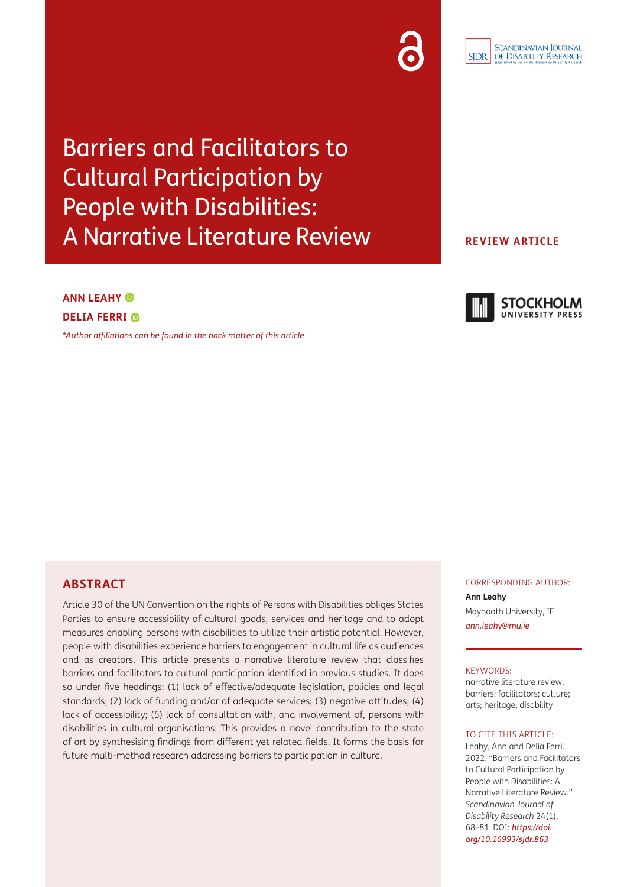# Barriers and Facilitators to Cultural Participation by People with Disabilities: A Narrative Literature Review

**REVIEW ARTICLE**

**ANN LEAHY**

**DELIA FERRI**

*\*Author affiliations can be found in the back matter of this article*

## ABSTRACT

Article 30 of the UN Convention on the rights of Persons with Disabilities obliges States Parties to ensure accessibility of cultural goods, services and heritage and to adopt measures enabling persons with disabilities to utilize their artistic potential. However, people with disabilities experience barriers to engagement in cultural life as audiences and as creators. This article presents a narrative literature review that classifies barriers and facilitators to cultural participation identified in previous studies. It does so under five headings: (1) lack of effective/adequate legislation, policies and legal standards; (2) lack of funding and/or of adequate services; (3) negative attitudes; (4) lack of accessibility; (5) lack of consultation with, and involvement of, persons with disabilities in cultural organisations. This provides a novel contribution to the state of art by synthesising findings from different yet related fields. It forms the basis for future multi-method research addressing barriers to participation in culture.

CORRESPONDING AUTHOR:

**Ann Leahy**

Maynooth University, IE

*ann.leahy@mu.ie*

KEYWORDS:

narrative literature review; barriers; facilitators; culture; arts; heritage; disability

TO CITE THIS ARTICLE:

Leahy, Ann and Delia Ferri. 2022. "Barriers and Facilitators to Cultural Participation by People with Disabilities: A Narrative Literature Review." *Scandinavian Journal of Disability Research* 24(1), 68–81. DOI: *https://doi.org/10.16993/sjdr.863*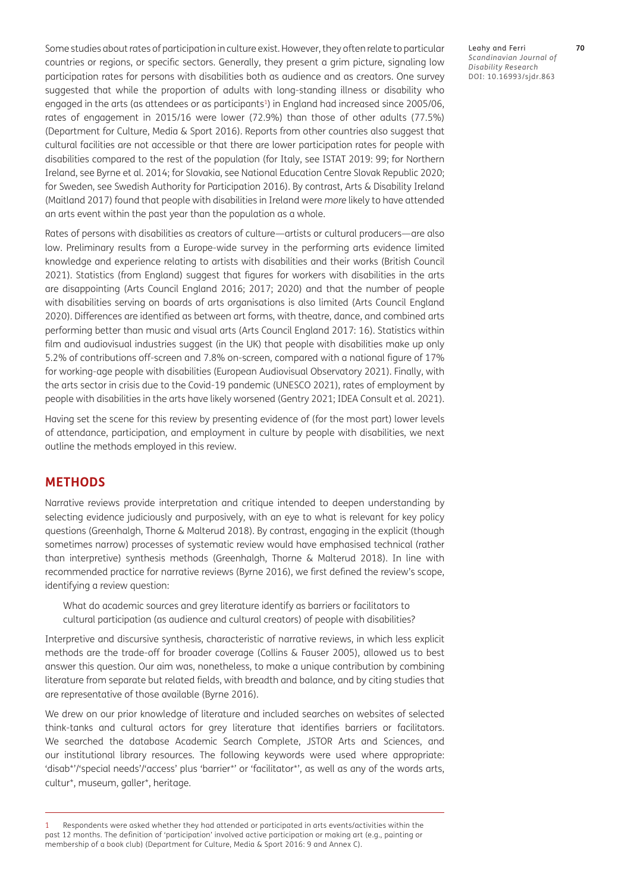Some studies about rates of participation in culture exist. However, they often relate to particular countries or regions, or specific sectors. Generally, they present a grim picture, signaling low participation rates for persons with disabilities both as audience and as creators. One survey suggested that while the proportion of adults with long-standing illness or disability who engaged in the arts (as attendees or as participants[1]) in England had increased since 2005/06, rates of engagement in 2015/16 were lower (72.9%) than those of other adults (77.5%) (Department for Culture, Media & Sport 2016). Reports from other countries also suggest that cultural facilities are not accessible or that there are lower participation rates for people with disabilities compared to the rest of the population (for Italy, see ISTAT 2019: 99; for Northern Ireland, see Byrne et al. 2014; for Slovakia, see National Education Centre Slovak Republic 2020; for Sweden, see Swedish Authority for Participation 2016). By contrast, Arts & Disability Ireland (Maitland 2017) found that people with disabilities in Ireland were *more* likely to have attended an arts event within the past year than the population as a whole.

Rates of persons with disabilities as creators of culture—artists or cultural producers—are also low. Preliminary results from a Europe-wide survey in the performing arts evidence limited knowledge and experience relating to artists with disabilities and their works (British Council 2021). Statistics (from England) suggest that figures for workers with disabilities in the arts are disappointing (Arts Council England 2016; 2017; 2020) and that the number of people with disabilities serving on boards of arts organisations is also limited (Arts Council England 2020). Differences are identified as between art forms, with theatre, dance, and combined arts performing better than music and visual arts (Arts Council England 2017: 16). Statistics within film and audiovisual industries suggest (in the UK) that people with disabilities make up only 5.2% of contributions off-screen and 7.8% on-screen, compared with a national figure of 17% for working-age people with disabilities (European Audiovisual Observatory 2021). Finally, with the arts sector in crisis due to the Covid-19 pandemic (UNESCO 2021), rates of employment by people with disabilities in the arts have likely worsened (Gentry 2021; IDEA Consult et al. 2021).

Having set the scene for this review by presenting evidence of (for the most part) lower levels of attendance, participation, and employment in culture by people with disabilities, we next outline the methods employed in this review.

## METHODS

Narrative reviews provide interpretation and critique intended to deepen understanding by selecting evidence judiciously and purposively, with an eye to what is relevant for key policy questions (Greenhalgh, Thorne & Malterud 2018). By contrast, engaging in the explicit (though sometimes narrow) processes of systematic review would have emphasised technical (rather than interpretive) synthesis methods (Greenhalgh, Thorne & Malterud 2018). In line with recommended practice for narrative reviews (Byrne 2016), we first defined the review's scope, identifying a review question:

> What do academic sources and grey literature identify as barriers or facilitators to cultural participation (as audience and cultural creators) of people with disabilities?

Interpretive and discursive synthesis, characteristic of narrative reviews, in which less explicit methods are the trade-off for broader coverage (Collins & Fauser 2005), allowed us to best answer this question. Our aim was, nonetheless, to make a unique contribution by combining literature from separate but related fields, with breadth and balance, and by citing studies that are representative of those available (Byrne 2016).

We drew on our prior knowledge of literature and included searches on websites of selected think-tanks and cultural actors for grey literature that identifies barriers or facilitators. We searched the database Academic Search Complete, JSTOR Arts and Sciences, and our institutional library resources. The following keywords were used where appropriate: 'disab*'/'special needs'/'access' plus 'barrier*' or 'facilitator*', as well as any of the words arts, cultur*, museum, galler*, heritage.

---

1 Respondents were asked whether they had attended or participated in arts events/activities within the past 12 months. The definition of 'participation' involved active participation or making art (e.g., painting or membership of a book club) (Department for Culture, Media & Sport 2016: 9 and Annex C).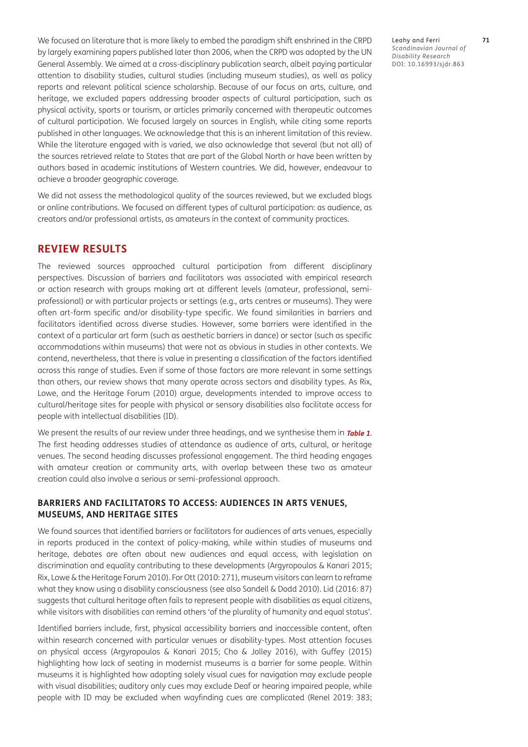We focused on literature that is more likely to embed the paradigm shift enshrined in the CRPD by largely examining papers published later than 2006, when the CRPD was adopted by the UN General Assembly. We aimed at a cross-disciplinary publication search, albeit paying particular attention to disability studies, cultural studies (including museum studies), as well as policy reports and relevant political science scholarship. Because of our focus on arts, culture, and heritage, we excluded papers addressing broader aspects of cultural participation, such as physical activity, sports or tourism, or articles primarily concerned with therapeutic outcomes of cultural participation. We focused largely on sources in English, while citing some reports published in other languages. We acknowledge that this is an inherent limitation of this review. While the literature engaged with is varied, we also acknowledge that several (but not all) of the sources retrieved relate to States that are part of the Global North or have been written by authors based in academic institutions of Western countries. We did, however, endeavour to achieve a broader geographic coverage.

We did not assess the methodological quality of the sources reviewed, but we excluded blogs or online contributions. We focused on different types of cultural participation: as audience, as creators and/or professional artists, as amateurs in the context of community practices.

## REVIEW RESULTS

The reviewed sources approached cultural participation from different disciplinary perspectives. Discussion of barriers and facilitators was associated with empirical research or action research with groups making art at different levels (amateur, professional, semi-professional) or with particular projects or settings (e.g., arts centres or museums). They were often art-form specific and/or disability-type specific. We found similarities in barriers and facilitators identified across diverse studies. However, some barriers were identified in the context of a particular art form (such as aesthetic barriers in dance) or sector (such as specific accommodations within museums) that were not as obvious in studies in other contexts. We contend, nevertheless, that there is value in presenting a classification of the factors identified across this range of studies. Even if some of those factors are more relevant in some settings than others, our review shows that many operate across sectors and disability types. As Rix, Lowe, and the Heritage Forum (2010) argue, developments intended to improve access to cultural/heritage sites for people with physical or sensory disabilities also facilitate access for people with intellectual disabilities (ID).

We present the results of our review under three headings, and we synthesise them in **Table 1**. The first heading addresses studies of attendance as audience of arts, cultural, or heritage venues. The second heading discusses professional engagement. The third heading engages with amateur creation or community arts, with overlap between these two as amateur creation could also involve a serious or semi-professional approach.

### BARRIERS AND FACILITATORS TO ACCESS: AUDIENCES IN ARTS VENUES, MUSEUMS, AND HERITAGE SITES

We found sources that identified barriers or facilitators for audiences of arts venues, especially in reports produced in the context of policy-making, while within studies of museums and heritage, debates are often about new audiences and equal access, with legislation on discrimination and equality contributing to these developments (Argyropoulos & Kanari 2015; Rix, Lowe & the Heritage Forum 2010). For Ott (2010: 271), museum visitors can learn to reframe what they know using a disability consciousness (see also Sandell & Dodd 2010). Lid (2016: 87) suggests that cultural heritage often fails to represent people with disabilities as equal citizens, while visitors with disabilities can remind others 'of the plurality of humanity and equal status'.

Identified barriers include, first, physical accessibility barriers and inaccessible content, often within research concerned with particular venues or disability-types. Most attention focuses on physical access (Argyropoulos & Kanari 2015; Cho & Jolley 2016), with Guffey (2015) highlighting how lack of seating in modernist museums is a barrier for some people. Within museums it is highlighted how adopting solely visual cues for navigation may exclude people with visual disabilities; auditory only cues may exclude Deaf or hearing impaired people, while people with ID may be excluded when wayfinding cues are complicated (Renel 2019: 383;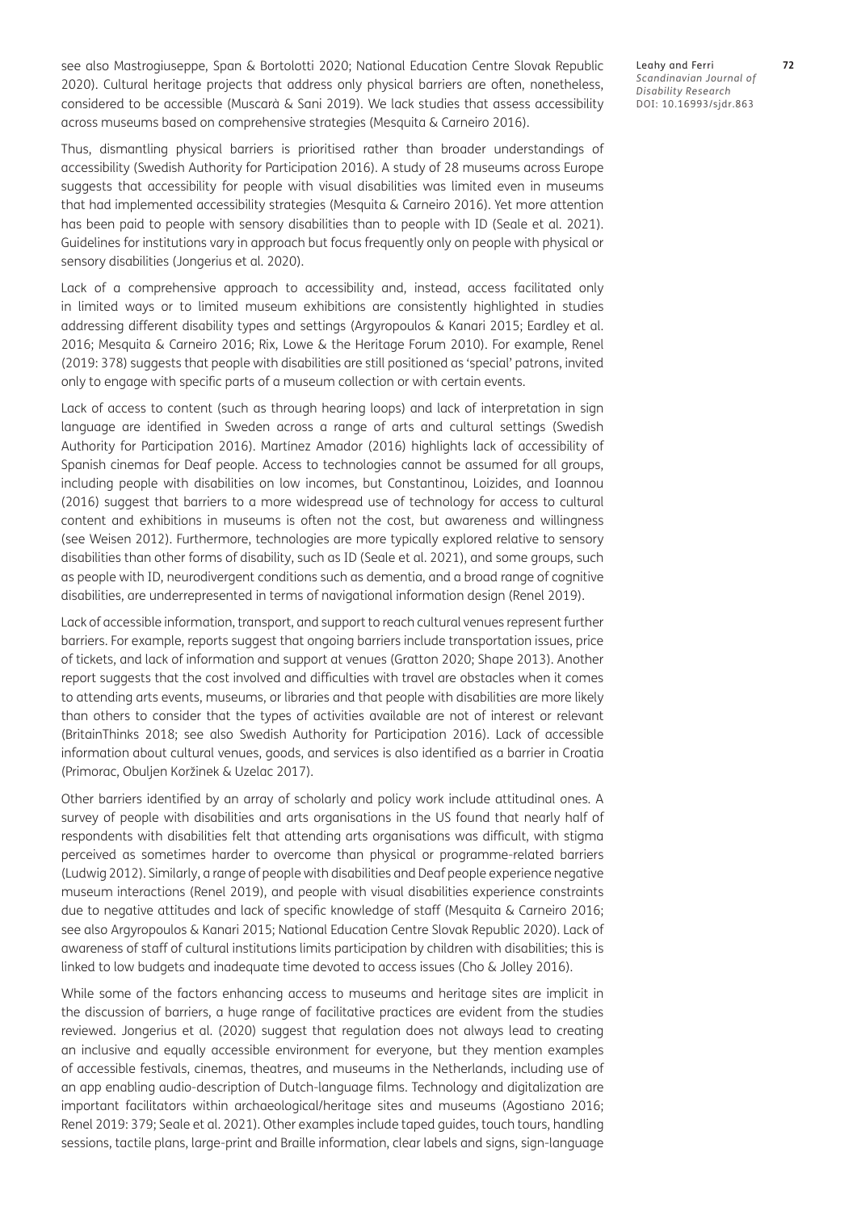see also Mastrogiuseppe, Span & Bortolotti 2020; National Education Centre Slovak Republic 2020). Cultural heritage projects that address only physical barriers are often, nonetheless, considered to be accessible (Muscarà & Sani 2019). We lack studies that assess accessibility across museums based on comprehensive strategies (Mesquita & Carneiro 2016).

Thus, dismantling physical barriers is prioritised rather than broader understandings of accessibility (Swedish Authority for Participation 2016). A study of 28 museums across Europe suggests that accessibility for people with visual disabilities was limited even in museums that had implemented accessibility strategies (Mesquita & Carneiro 2016). Yet more attention has been paid to people with sensory disabilities than to people with ID (Seale et al. 2021). Guidelines for institutions vary in approach but focus frequently only on people with physical or sensory disabilities (Jongerius et al. 2020).

Lack of a comprehensive approach to accessibility and, instead, access facilitated only in limited ways or to limited museum exhibitions are consistently highlighted in studies addressing different disability types and settings (Argyropoulos & Kanari 2015; Eardley et al. 2016; Mesquita & Carneiro 2016; Rix, Lowe & the Heritage Forum 2010). For example, Renel (2019: 378) suggests that people with disabilities are still positioned as 'special' patrons, invited only to engage with specific parts of a museum collection or with certain events.

Lack of access to content (such as through hearing loops) and lack of interpretation in sign language are identified in Sweden across a range of arts and cultural settings (Swedish Authority for Participation 2016). Martínez Amador (2016) highlights lack of accessibility of Spanish cinemas for Deaf people. Access to technologies cannot be assumed for all groups, including people with disabilities on low incomes, but Constantinou, Loizides, and Ioannou (2016) suggest that barriers to a more widespread use of technology for access to cultural content and exhibitions in museums is often not the cost, but awareness and willingness (see Weisen 2012). Furthermore, technologies are more typically explored relative to sensory disabilities than other forms of disability, such as ID (Seale et al. 2021), and some groups, such as people with ID, neurodivergent conditions such as dementia, and a broad range of cognitive disabilities, are underrepresented in terms of navigational information design (Renel 2019).

Lack of accessible information, transport, and support to reach cultural venues represent further barriers. For example, reports suggest that ongoing barriers include transportation issues, price of tickets, and lack of information and support at venues (Gratton 2020; Shape 2013). Another report suggests that the cost involved and difficulties with travel are obstacles when it comes to attending arts events, museums, or libraries and that people with disabilities are more likely than others to consider that the types of activities available are not of interest or relevant (BritainThinks 2018; see also Swedish Authority for Participation 2016). Lack of accessible information about cultural venues, goods, and services is also identified as a barrier in Croatia (Primorac, Obuljen Koržinek & Uzelac 2017).

Other barriers identified by an array of scholarly and policy work include attitudinal ones. A survey of people with disabilities and arts organisations in the US found that nearly half of respondents with disabilities felt that attending arts organisations was difficult, with stigma perceived as sometimes harder to overcome than physical or programme-related barriers (Ludwig 2012). Similarly, a range of people with disabilities and Deaf people experience negative museum interactions (Renel 2019), and people with visual disabilities experience constraints due to negative attitudes and lack of specific knowledge of staff (Mesquita & Carneiro 2016; see also Argyropoulos & Kanari 2015; National Education Centre Slovak Republic 2020). Lack of awareness of staff of cultural institutions limits participation by children with disabilities; this is linked to low budgets and inadequate time devoted to access issues (Cho & Jolley 2016).

While some of the factors enhancing access to museums and heritage sites are implicit in the discussion of barriers, a huge range of facilitative practices are evident from the studies reviewed. Jongerius et al. (2020) suggest that regulation does not always lead to creating an inclusive and equally accessible environment for everyone, but they mention examples of accessible festivals, cinemas, theatres, and museums in the Netherlands, including use of an app enabling audio-description of Dutch-language films. Technology and digitalization are important facilitators within archaeological/heritage sites and museums (Agostiano 2016; Renel 2019: 379; Seale et al. 2021). Other examples include taped guides, touch tours, handling sessions, tactile plans, large-print and Braille information, clear labels and signs, sign-language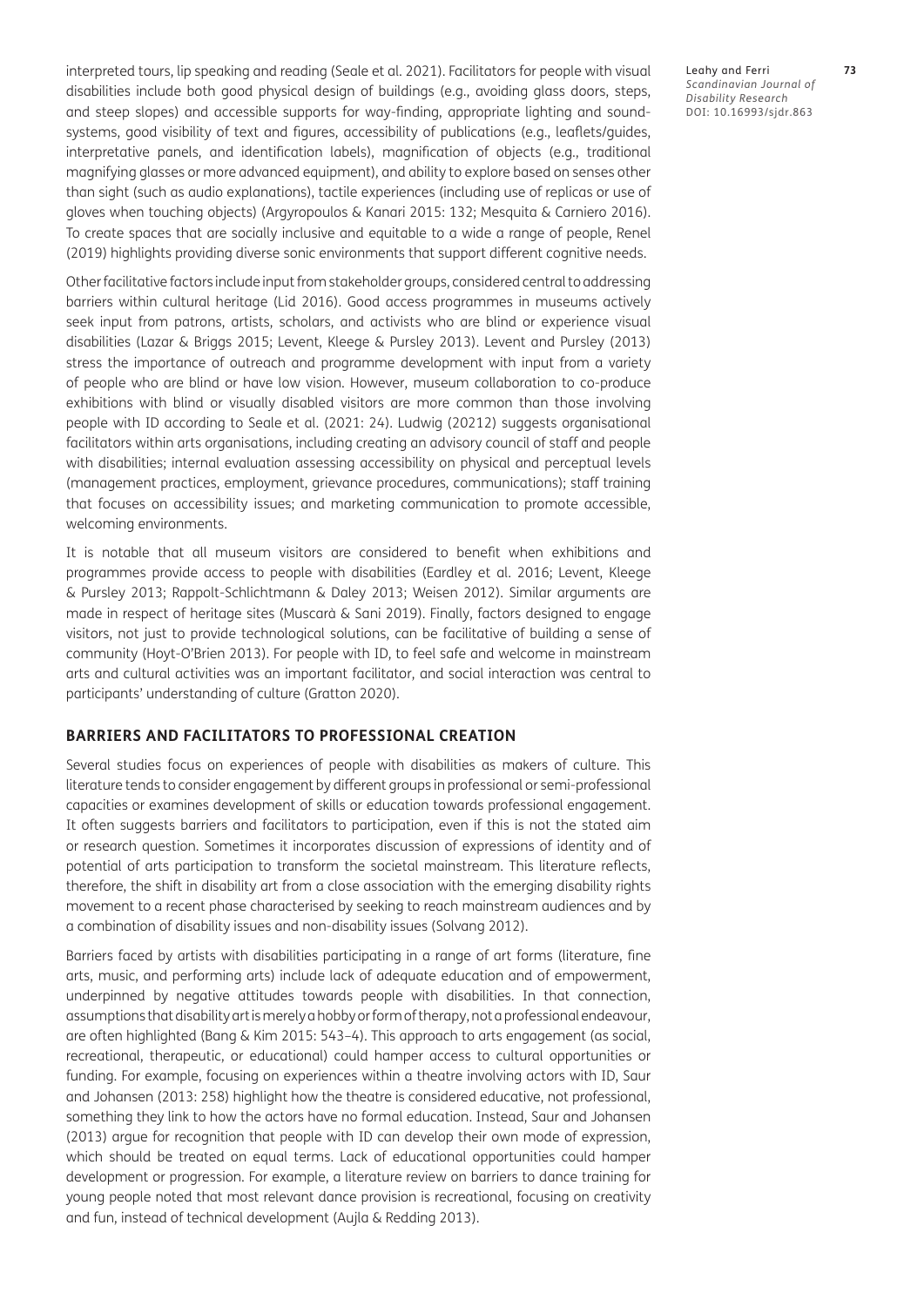interpreted tours, lip speaking and reading (Seale et al. 2021). Facilitators for people with visual disabilities include both good physical design of buildings (e.g., avoiding glass doors, steps, and steep slopes) and accessible supports for way-finding, appropriate lighting and sound-systems, good visibility of text and figures, accessibility of publications (e.g., leaflets/guides, interpretative panels, and identification labels), magnification of objects (e.g., traditional magnifying glasses or more advanced equipment), and ability to explore based on senses other than sight (such as audio explanations), tactile experiences (including use of replicas or use of gloves when touching objects) (Argyropoulos & Kanari 2015: 132; Mesquita & Carniero 2016). To create spaces that are socially inclusive and equitable to a wide a range of people, Renel (2019) highlights providing diverse sonic environments that support different cognitive needs.

Other facilitative factors include input from stakeholder groups, considered central to addressing barriers within cultural heritage (Lid 2016). Good access programmes in museums actively seek input from patrons, artists, scholars, and activists who are blind or experience visual disabilities (Lazar & Briggs 2015; Levent, Kleege & Pursley 2013). Levent and Pursley (2013) stress the importance of outreach and programme development with input from a variety of people who are blind or have low vision. However, museum collaboration to co-produce exhibitions with blind or visually disabled visitors are more common than those involving people with ID according to Seale et al. (2021: 24). Ludwig (20212) suggests organisational facilitators within arts organisations, including creating an advisory council of staff and people with disabilities; internal evaluation assessing accessibility on physical and perceptual levels (management practices, employment, grievance procedures, communications); staff training that focuses on accessibility issues; and marketing communication to promote accessible, welcoming environments.

It is notable that all museum visitors are considered to benefit when exhibitions and programmes provide access to people with disabilities (Eardley et al. 2016; Levent, Kleege & Pursley 2013; Rappolt-Schlichtmann & Daley 2013; Weisen 2012). Similar arguments are made in respect of heritage sites (Muscarà & Sani 2019). Finally, factors designed to engage visitors, not just to provide technological solutions, can be facilitative of building a sense of community (Hoyt-O'Brien 2013). For people with ID, to feel safe and welcome in mainstream arts and cultural activities was an important facilitator, and social interaction was central to participants' understanding of culture (Gratton 2020).

## BARRIERS AND FACILITATORS TO PROFESSIONAL CREATION

Several studies focus on experiences of people with disabilities as makers of culture. This literature tends to consider engagement by different groups in professional or semi-professional capacities or examines development of skills or education towards professional engagement. It often suggests barriers and facilitators to participation, even if this is not the stated aim or research question. Sometimes it incorporates discussion of expressions of identity and of potential of arts participation to transform the societal mainstream. This literature reflects, therefore, the shift in disability art from a close association with the emerging disability rights movement to a recent phase characterised by seeking to reach mainstream audiences and by a combination of disability issues and non-disability issues (Solvang 2012).

Barriers faced by artists with disabilities participating in a range of art forms (literature, fine arts, music, and performing arts) include lack of adequate education and of empowerment, underpinned by negative attitudes towards people with disabilities. In that connection, assumptions that disability art is merely a hobby or form of therapy, not a professional endeavour, are often highlighted (Bang & Kim 2015: 543–4). This approach to arts engagement (as social, recreational, therapeutic, or educational) could hamper access to cultural opportunities or funding. For example, focusing on experiences within a theatre involving actors with ID, Saur and Johansen (2013: 258) highlight how the theatre is considered educative, not professional, something they link to how the actors have no formal education. Instead, Saur and Johansen (2013) argue for recognition that people with ID can develop their own mode of expression, which should be treated on equal terms. Lack of educational opportunities could hamper development or progression. For example, a literature review on barriers to dance training for young people noted that most relevant dance provision is recreational, focusing on creativity and fun, instead of technical development (Aujla & Redding 2013).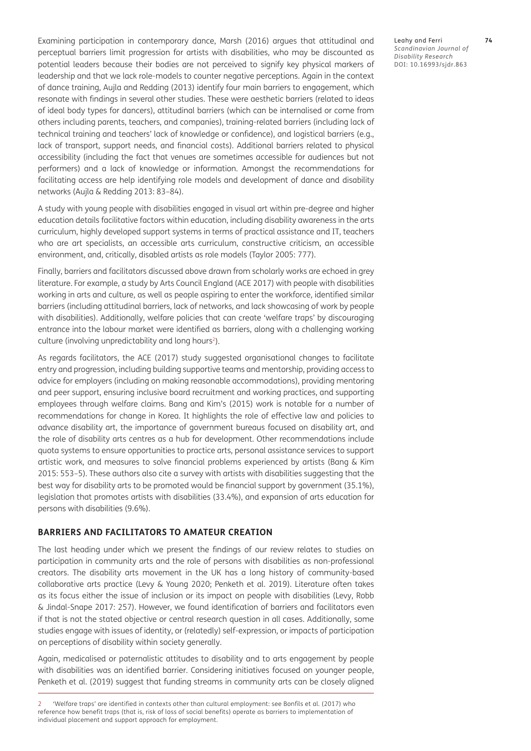Examining participation in contemporary dance, Marsh (2016) argues that attitudinal and perceptual barriers limit progression for artists with disabilities, who may be discounted as potential leaders because their bodies are not perceived to signify key physical markers of leadership and that we lack role-models to counter negative perceptions. Again in the context of dance training, Aujla and Redding (2013) identify four main barriers to engagement, which resonate with findings in several other studies. These were aesthetic barriers (related to ideas of ideal body types for dancers), attitudinal barriers (which can be internalised or come from others including parents, teachers, and companies), training-related barriers (including lack of technical training and teachers' lack of knowledge or confidence), and logistical barriers (e.g., lack of transport, support needs, and financial costs). Additional barriers related to physical accessibility (including the fact that venues are sometimes accessible for audiences but not performers) and a lack of knowledge or information. Amongst the recommendations for facilitating access are help identifying role models and development of dance and disability networks (Aujla & Redding 2013: 83–84).

A study with young people with disabilities engaged in visual art within pre-degree and higher education details facilitative factors within education, including disability awareness in the arts curriculum, highly developed support systems in terms of practical assistance and IT, teachers who are art specialists, an accessible arts curriculum, constructive criticism, an accessible environment, and, critically, disabled artists as role models (Taylor 2005: 777).

Finally, barriers and facilitators discussed above drawn from scholarly works are echoed in grey literature. For example, a study by Arts Council England (ACE 2017) with people with disabilities working in arts and culture, as well as people aspiring to enter the workforce, identified similar barriers (including attitudinal barriers, lack of networks, and lack showcasing of work by people with disabilities). Additionally, welfare policies that can create 'welfare traps' by discouraging entrance into the labour market were identified as barriers, along with a challenging working culture (involving unpredictability and long hours[2]).

As regards facilitators, the ACE (2017) study suggested organisational changes to facilitate entry and progression, including building supportive teams and mentorship, providing access to advice for employers (including on making reasonable accommodations), providing mentoring and peer support, ensuring inclusive board recruitment and working practices, and supporting employees through welfare claims. Bang and Kim's (2015) work is notable for a number of recommendations for change in Korea. It highlights the role of effective law and policies to advance disability art, the importance of government bureaus focused on disability art, and the role of disability arts centres as a hub for development. Other recommendations include quota systems to ensure opportunities to practice arts, personal assistance services to support artistic work, and measures to solve financial problems experienced by artists (Bang & Kim 2015: 553–5). These authors also cite a survey with artists with disabilities suggesting that the best way for disability arts to be promoted would be financial support by government (35.1%), legislation that promotes artists with disabilities (33.4%), and expansion of arts education for persons with disabilities (9.6%).

## BARRIERS AND FACILITATORS TO AMATEUR CREATION

The last heading under which we present the findings of our review relates to studies on participation in community arts and the role of persons with disabilities as non-professional creators. The disability arts movement in the UK has a long history of community-based collaborative arts practice (Levy & Young 2020; Penketh et al. 2019). Literature often takes as its focus either the issue of inclusion or its impact on people with disabilities (Levy, Robb & Jindal-Snape 2017: 257). However, we found identification of barriers and facilitators even if that is not the stated objective or central research question in all cases. Additionally, some studies engage with issues of identity, or (relatedly) self-expression, or impacts of participation on perceptions of disability within society generally.

Again, medicalised or paternalistic attitudes to disability and to arts engagement by people with disabilities was an identified barrier. Considering initiatives focused on younger people, Penketh et al. (2019) suggest that funding streams in community arts can be closely aligned

2 'Welfare traps' are identified in contexts other than cultural employment: see Bonfils et al. (2017) who reference how benefit traps (that is, risk of loss of social benefits) operate as barriers to implementation of individual placement and support approach for employment.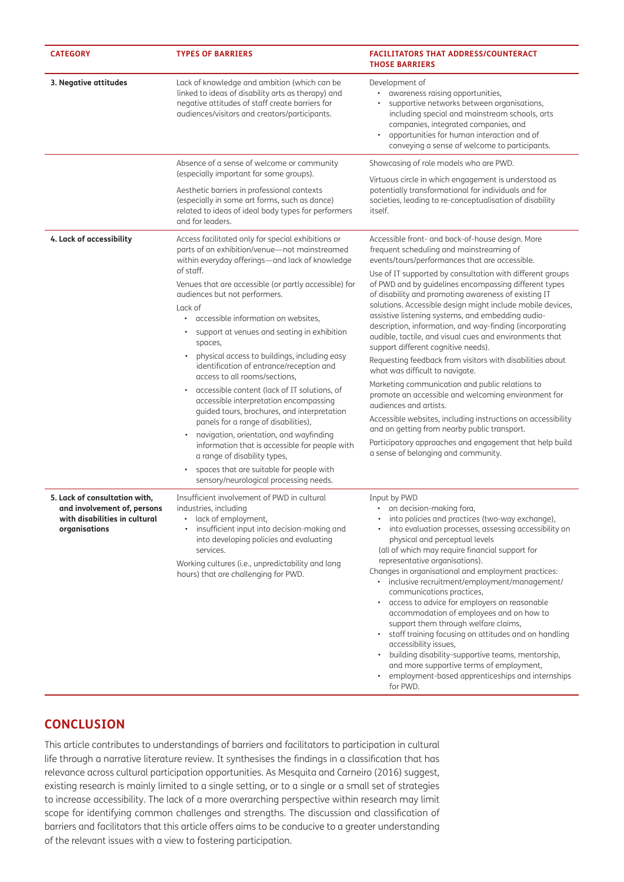| CATEGORY | TYPES OF BARRIERS | FACILITATORS THAT ADDRESS/COUNTERACT THOSE BARRIERS |
|---|---|---|
| **3. Negative attitudes** | Lack of knowledge and ambition (which can be linked to ideas of disability arts as therapy) and negative attitudes of staff create barriers for audiences/visitors and creators/participants. | Development of<br>• awareness raising opportunities,<br>• supportive networks between organisations, including special and mainstream schools, arts companies, integrated companies, and<br>• opportunities for human interaction and of conveying a sense of welcome to participants. |
| | Absence of a sense of welcome or community (especially important for some groups).<br><br>Aesthetic barriers in professional contexts (especially in some art forms, such as dance) related to ideas of ideal body types for performers and for leaders. | Showcasing of role models who are PWD.<br><br>Virtuous circle in which engagement is understood as potentially transformational for individuals and for societies, leading to re-conceptualisation of disability itself. |
| **4. Lack of accessibility** | Access facilitated only for special exhibitions or parts of an exhibition/venue—not mainstreamed within everyday offerings—and lack of knowledge of staff.<br><br>Venues that are accessible (or partly accessible) for audiences but not performers.<br><br>Lack of<br>• accessible information on websites,<br>• support at venues and seating in exhibition spaces,<br>• physical access to buildings, including easy identification of entrance/reception and access to all rooms/sections,<br>• accessible content (lack of IT solutions, of accessible interpretation encompassing guided tours, brochures, and interpretation panels for a range of disabilities),<br>• navigation, orientation, and wayfinding information that is accessible for people with a range of disability types,<br>• spaces that are suitable for people with sensory/neurological processing needs. | Accessible front- and back-of-house design. More frequent scheduling and mainstreaming of events/tours/performances that are accessible.<br><br>Use of IT supported by consultation with different groups of PWD and by guidelines encompassing different types of disability and promoting awareness of existing IT solutions. Accessible design might include mobile devices, assistive listening systems, and embedding audio-description, information, and way-finding (incorporating audible, tactile, and visual cues and environments that support different cognitive needs).<br><br>Requesting feedback from visitors with disabilities about what was difficult to navigate.<br><br>Marketing communication and public relations to promote an accessible and welcoming environment for audiences and artists.<br><br>Accessible websites, including instructions on accessibility and on getting from nearby public transport.<br><br>Participatory approaches and engagement that help build a sense of belonging and community. |
| **5. Lack of consultation with, and involvement of, persons with disabilities in cultural organisations** | Insufficient involvement of PWD in cultural industries, including<br>• lack of employment,<br>• insufficient input into decision-making and into developing policies and evaluating services.<br><br>Working cultures (i.e., unpredictability and long hours) that are challenging for PWD. | Input by PWD<br>• on decision-making fora,<br>• into policies and practices (two-way exchange),<br>• into evaluation processes, assessing accessibility on physical and perceptual levels<br>(all of which may require financial support for representative organisations).<br>Changes in organisational and employment practices:<br>• inclusive recruitment/employment/management/communications practices,<br>• access to advice for employers on reasonable accommodation of employees and on how to support them through welfare claims,<br>• staff training focusing on attitudes and on handling accessibility issues,<br>• building disability-supportive teams, mentorship, and more supportive terms of employment,<br>• employment-based apprenticeships and internships for PWD. |

## CONCLUSION

This article contributes to understandings of barriers and facilitators to participation in cultural life through a narrative literature review. It synthesises the findings in a classification that has relevance across cultural participation opportunities. As Mesquita and Carneiro (2016) suggest, existing research is mainly limited to a single setting, or to a single or a small set of strategies to increase accessibility. The lack of a more overarching perspective within research may limit scope for identifying common challenges and strengths. The discussion and classification of barriers and facilitators that this article offers aims to be conducive to a greater understanding of the relevant issues with a view to fostering participation.